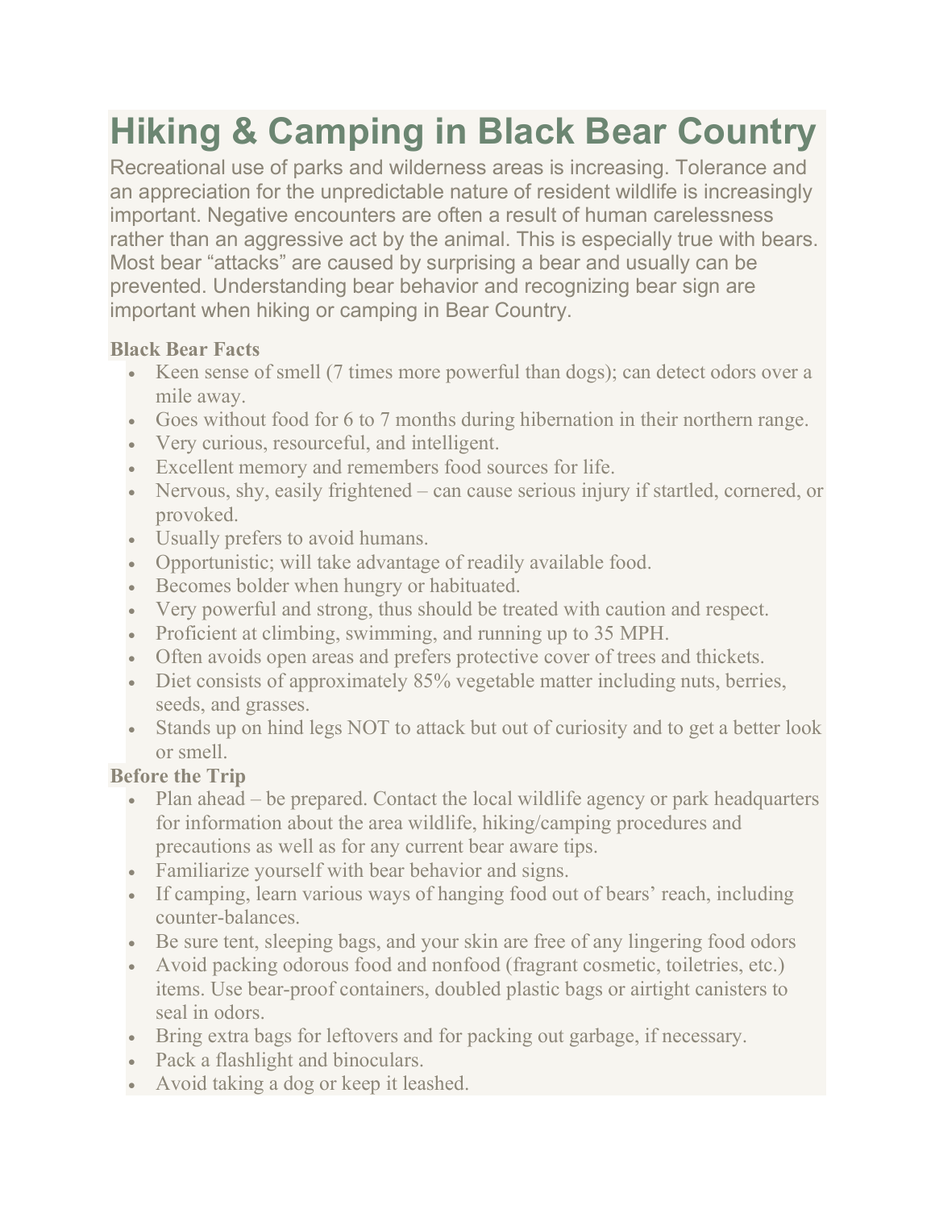# Hiking & Camping in Black Bear Country

Recreational use of parks and wilderness areas is increasing. Tolerance and an appreciation for the unpredictable nature of resident wildlife is increasingly important. Negative encounters are often a result of human carelessness rather than an aggressive act by the animal. This is especially true with bears. Most bear "attacks" are caused by surprising a bear and usually can be prevented. Understanding bear behavior and recognizing bear sign are important when hiking or camping in Bear Country.

### Black Bear Facts

- Keen sense of smell (7 times more powerful than dogs); can detect odors over a mile away.
- Goes without food for 6 to 7 months during hibernation in their northern range.
- Very curious, resourceful, and intelligent.
- Excellent memory and remembers food sources for life.
- Nervous, shy, easily frightened – can cause serious injury if startled, cornered, or provoked.
- Usually prefers to avoid humans.
- Opportunistic; will take advantage of readily available food.
- Becomes bolder when hungry or habituated.
- Very powerful and strong, thus should be treated with caution and respect.
- Proficient at climbing, swimming, and running up to 35 MPH.
- Often avoids open areas and prefers protective cover of trees and thickets.
- Diet consists of approximately 85% vegetable matter including nuts, berries, seeds, and grasses.
- Stands up on hind legs NOT to attack but out of curiosity and to get a better look or smell.

### Before the Trip

- Plan ahead – be prepared. Contact the local wildlife agency or park headquarters for information about the area wildlife, hiking/camping procedures and precautions as well as for any current bear aware tips.
- Familiarize yourself with bear behavior and signs.
- If camping, learn various ways of hanging food out of bears' reach, including counter-balances.
- Be sure tent, sleeping bags, and your skin are free of any lingering food odors
- Avoid packing odorous food and nonfood (fragrant cosmetic, toiletries, etc.) items. Use bear-proof containers, doubled plastic bags or airtight canisters to seal in odors.
- Bring extra bags for leftovers and for packing out garbage, if necessary.
- Pack a flashlight and binoculars.
- Avoid taking a dog or keep it leashed.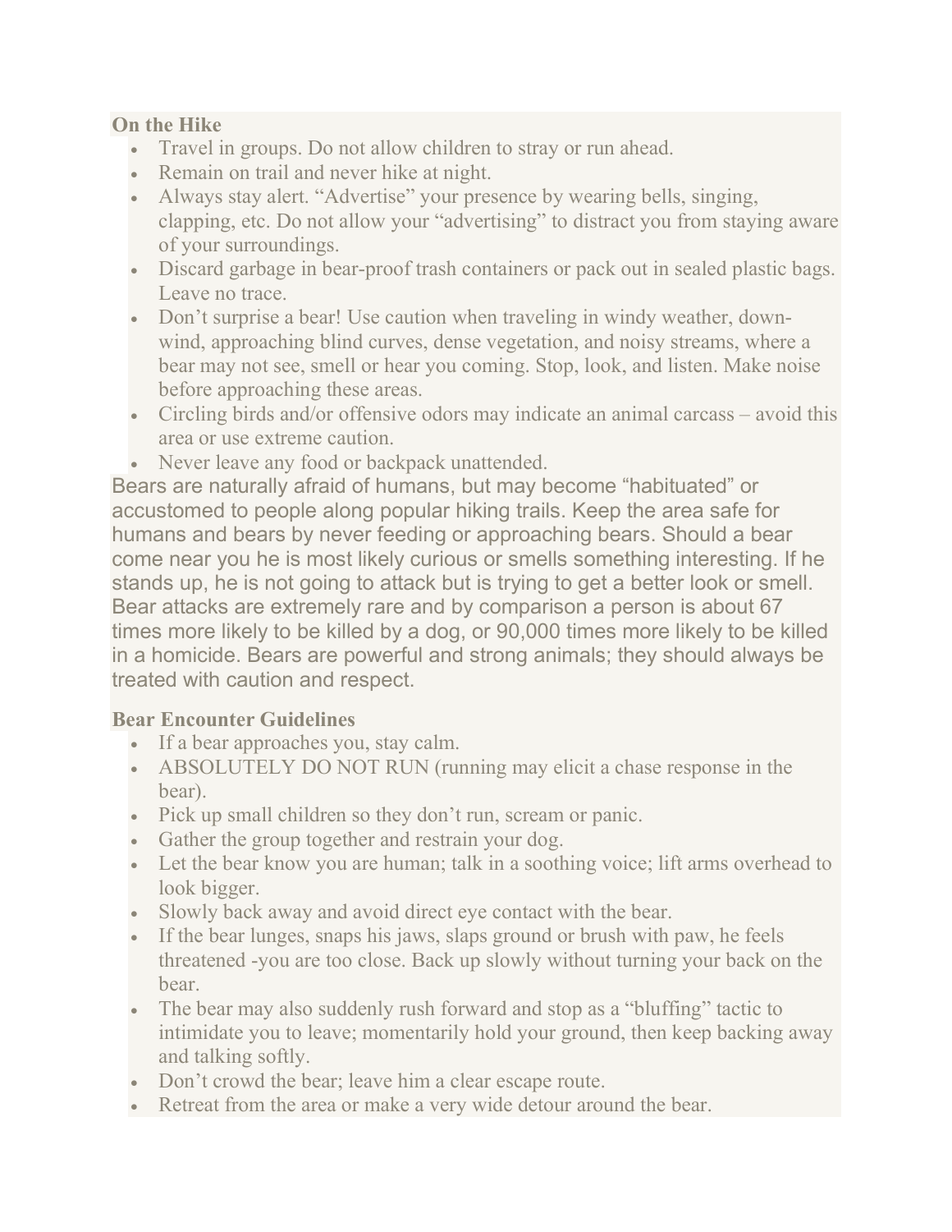**On the Hike**

- Travel in groups. Do not allow children to stray or run ahead.
- Remain on trail and never hike at night.
- Always stay alert. "Advertise" your presence by wearing bells, singing, clapping, etc. Do not allow your "advertising" to distract you from staying aware of your surroundings.
- Discard garbage in bear-proof trash containers or pack out in sealed plastic bags. Leave no trace.
- Don't surprise a bear! Use caution when traveling in windy weather, down-wind, approaching blind curves, dense vegetation, and noisy streams, where a bear may not see, smell or hear you coming. Stop, look, and listen. Make noise before approaching these areas.
- Circling birds and/or offensive odors may indicate an animal carcass – avoid this area or use extreme caution.
- Never leave any food or backpack unattended.

Bears are naturally afraid of humans, but may become "habituated" or accustomed to people along popular hiking trails. Keep the area safe for humans and bears by never feeding or approaching bears. Should a bear come near you he is most likely curious or smells something interesting. If he stands up, he is not going to attack but is trying to get a better look or smell. Bear attacks are extremely rare and by comparison a person is about 67 times more likely to be killed by a dog, or 90,000 times more likely to be killed in a homicide. Bears are powerful and strong animals; they should always be treated with caution and respect.

**Bear Encounter Guidelines**

- If a bear approaches you, stay calm.
- ABSOLUTELY DO NOT RUN (running may elicit a chase response in the bear).
- Pick up small children so they don't run, scream or panic.
- Gather the group together and restrain your dog.
- Let the bear know you are human; talk in a soothing voice; lift arms overhead to look bigger.
- Slowly back away and avoid direct eye contact with the bear.
- If the bear lunges, snaps his jaws, slaps ground or brush with paw, he feels threatened -you are too close. Back up slowly without turning your back on the bear.
- The bear may also suddenly rush forward and stop as a "bluffing" tactic to intimidate you to leave; momentarily hold your ground, then keep backing away and talking softly.
- Don't crowd the bear; leave him a clear escape route.
- Retreat from the area or make a very wide detour around the bear.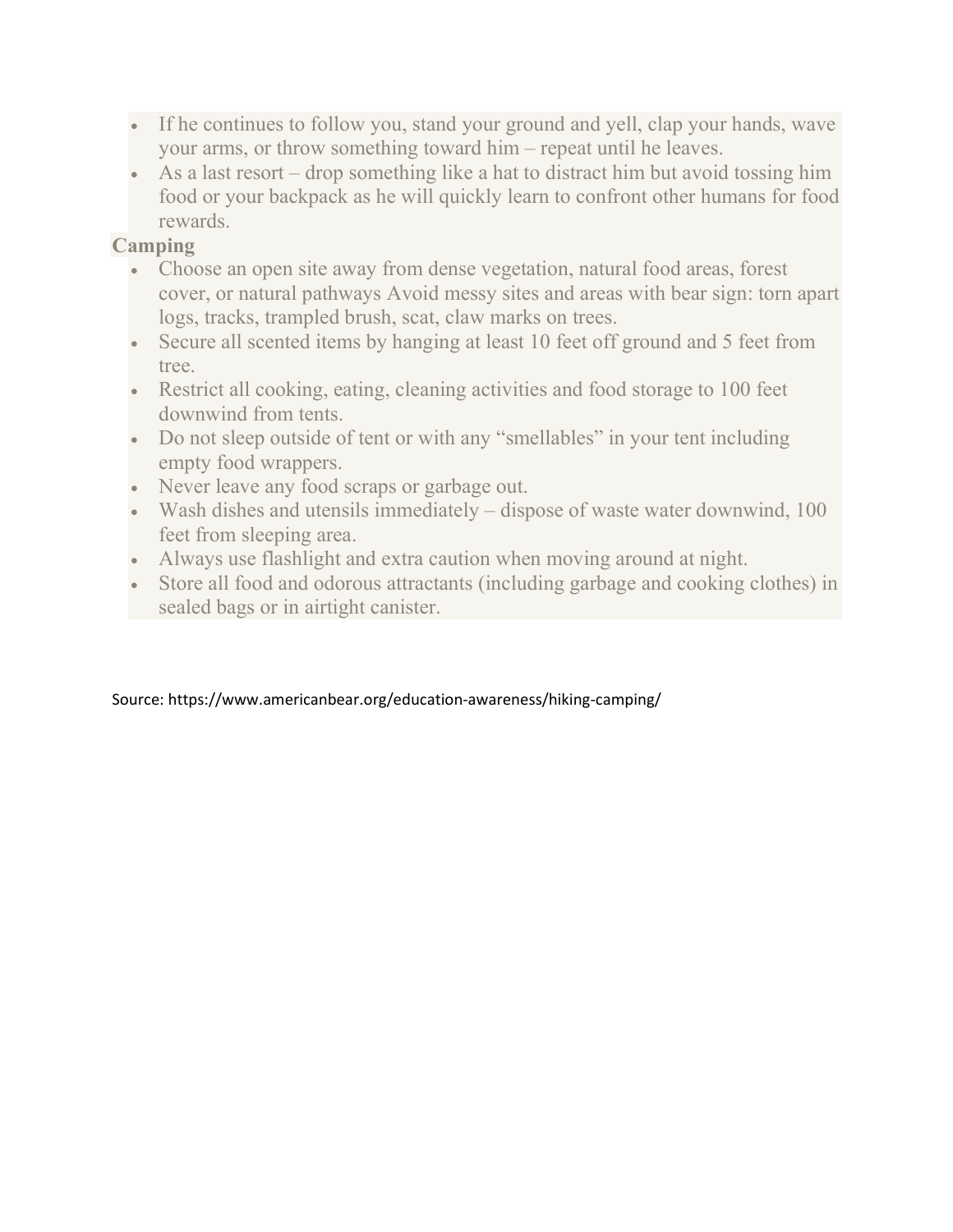- If he continues to follow you, stand your ground and yell, clap your hands, wave your arms, or throw something toward him – repeat until he leaves.
- As a last resort – drop something like a hat to distract him but avoid tossing him food or your backpack as he will quickly learn to confront other humans for food rewards.

**Camping**

- Choose an open site away from dense vegetation, natural food areas, forest cover, or natural pathways Avoid messy sites and areas with bear sign: torn apart logs, tracks, trampled brush, scat, claw marks on trees.
- Secure all scented items by hanging at least 10 feet off ground and 5 feet from tree.
- Restrict all cooking, eating, cleaning activities and food storage to 100 feet downwind from tents.
- Do not sleep outside of tent or with any "smellables" in your tent including empty food wrappers.
- Never leave any food scraps or garbage out.
- Wash dishes and utensils immediately – dispose of waste water downwind, 100 feet from sleeping area.
- Always use flashlight and extra caution when moving around at night.
- Store all food and odorous attractants (including garbage and cooking clothes) in sealed bags or in airtight canister.

Source: https://www.americanbear.org/education-awareness/hiking-camping/